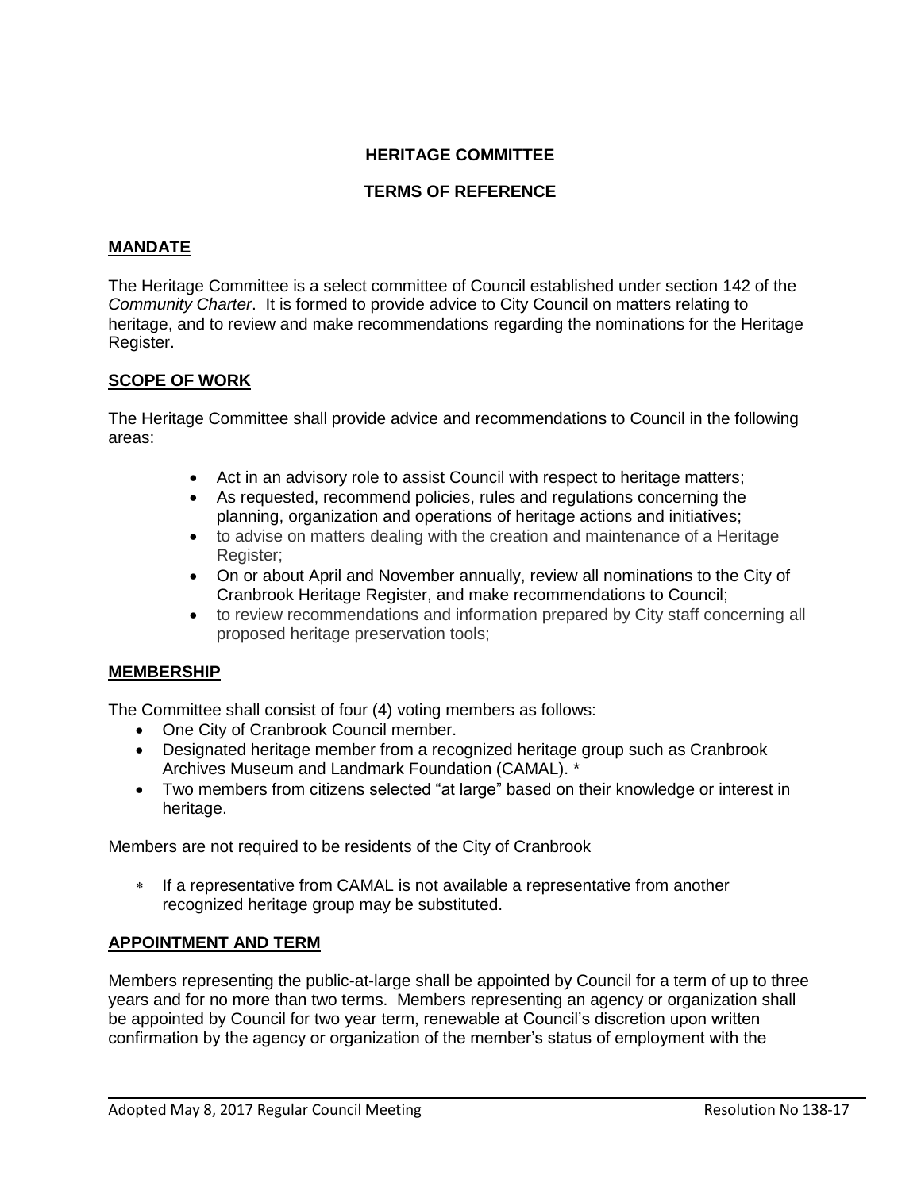**HERITAGE COMMITTEE**

**TERMS OF REFERENCE**

## MANDATE

The Heritage Committee is a select committee of Council established under section 142 of the *Community Charter*. It is formed to provide advice to City Council on matters relating to heritage, and to review and make recommendations regarding the nominations for the Heritage Register.

## SCOPE OF WORK

The Heritage Committee shall provide advice and recommendations to Council in the following areas:

- Act in an advisory role to assist Council with respect to heritage matters;
- As requested, recommend policies, rules and regulations concerning the planning, organization and operations of heritage actions and initiatives;
- to advise on matters dealing with the creation and maintenance of a Heritage Register;
- On or about April and November annually, review all nominations to the City of Cranbrook Heritage Register, and make recommendations to Council;
- to review recommendations and information prepared by City staff concerning all proposed heritage preservation tools;

## MEMBERSHIP

The Committee shall consist of four (4) voting members as follows:

- One City of Cranbrook Council member.
- Designated heritage member from a recognized heritage group such as Cranbrook Archives Museum and Landmark Foundation (CAMAL). *
- Two members from citizens selected "at large" based on their knowledge or interest in heritage.

Members are not required to be residents of the City of Cranbrook

- * If a representative from CAMAL is not available a representative from another recognized heritage group may be substituted.

## APPOINTMENT AND TERM

Members representing the public-at-large shall be appointed by Council for a term of up to three years and for no more than two terms. Members representing an agency or organization shall be appointed by Council for two year term, renewable at Council's discretion upon written confirmation by the agency or organization of the member's status of employment with the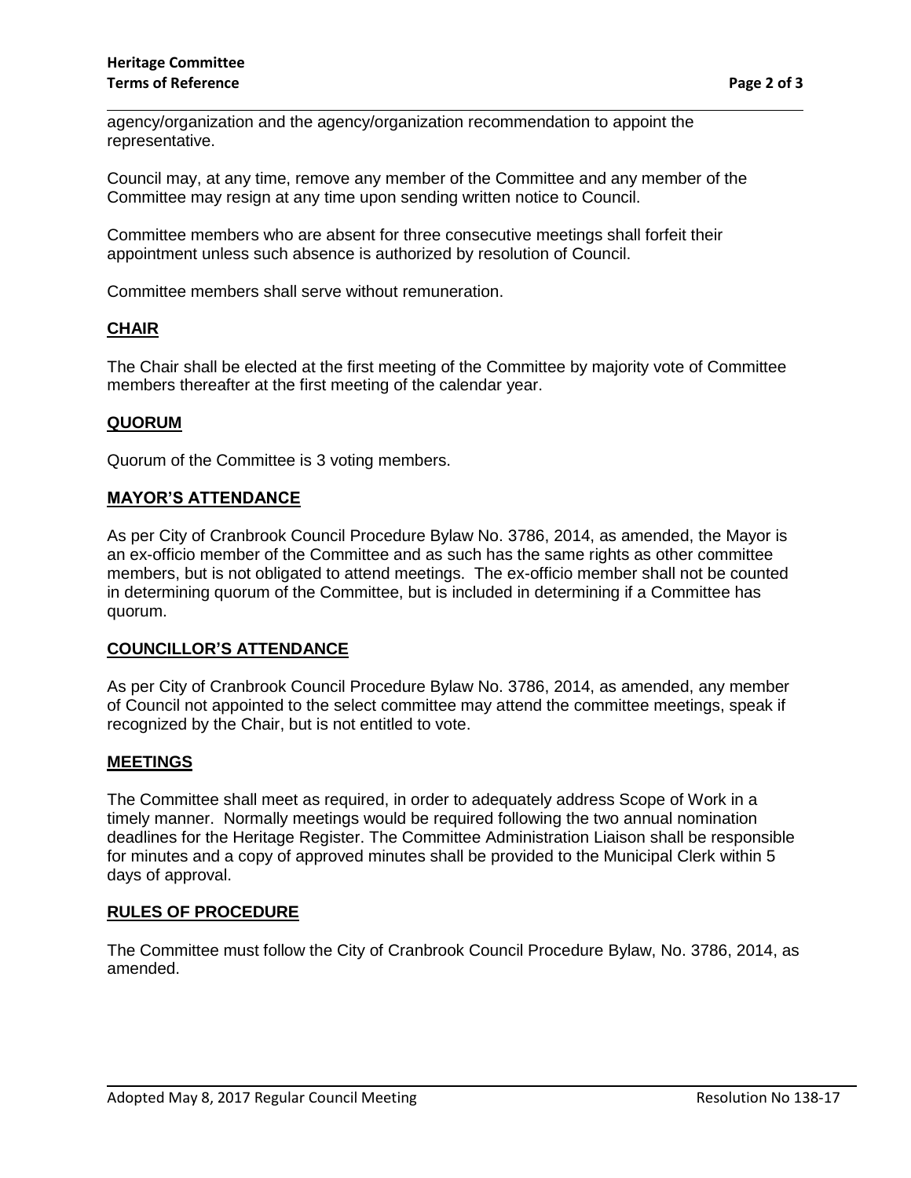agency/organization and the agency/organization recommendation to appoint the representative.

Council may, at any time, remove any member of the Committee and any member of the Committee may resign at any time upon sending written notice to Council.

Committee members who are absent for three consecutive meetings shall forfeit their appointment unless such absence is authorized by resolution of Council.

Committee members shall serve without remuneration.

## CHAIR

The Chair shall be elected at the first meeting of the Committee by majority vote of Committee members thereafter at the first meeting of the calendar year.

## QUORUM

Quorum of the Committee is 3 voting members.

## MAYOR'S ATTENDANCE

As per City of Cranbrook Council Procedure Bylaw No. 3786, 2014, as amended, the Mayor is an ex-officio member of the Committee and as such has the same rights as other committee members, but is not obligated to attend meetings. The ex-officio member shall not be counted in determining quorum of the Committee, but is included in determining if a Committee has quorum.

## COUNCILLOR'S ATTENDANCE

As per City of Cranbrook Council Procedure Bylaw No. 3786, 2014, as amended, any member of Council not appointed to the select committee may attend the committee meetings, speak if recognized by the Chair, but is not entitled to vote.

## MEETINGS

The Committee shall meet as required, in order to adequately address Scope of Work in a timely manner. Normally meetings would be required following the two annual nomination deadlines for the Heritage Register. The Committee Administration Liaison shall be responsible for minutes and a copy of approved minutes shall be provided to the Municipal Clerk within 5 days of approval.

## RULES OF PROCEDURE

The Committee must follow the City of Cranbrook Council Procedure Bylaw, No. 3786, 2014, as amended.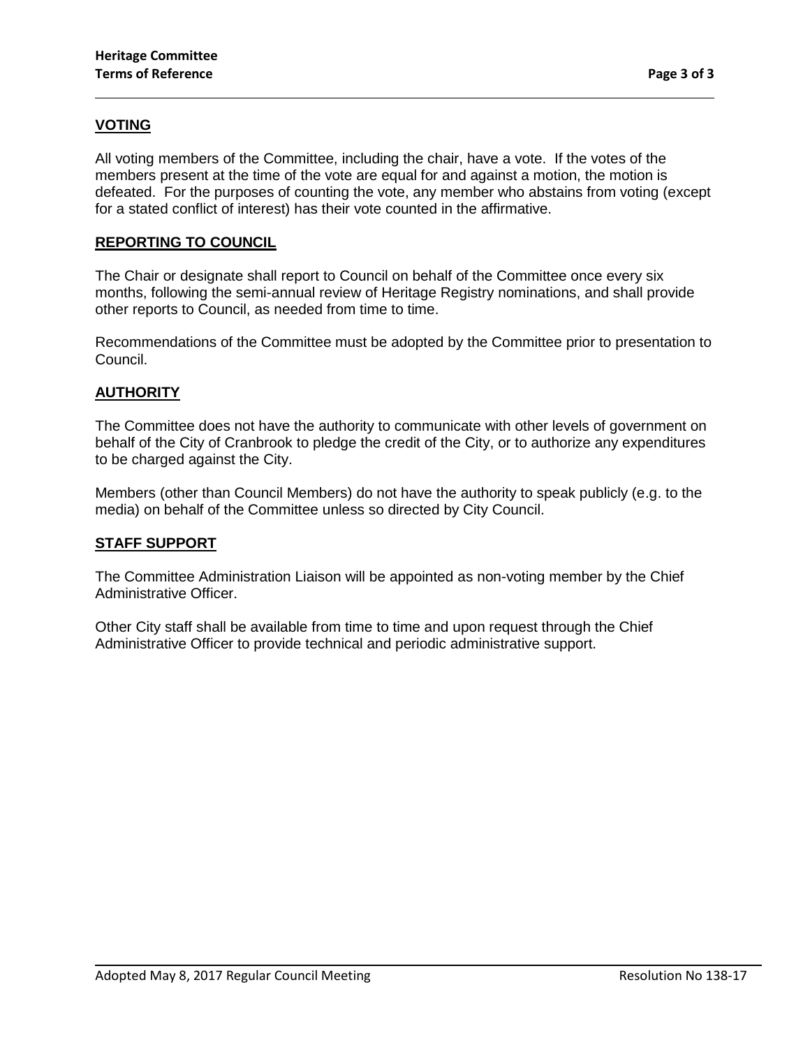## VOTING

All voting members of the Committee, including the chair, have a vote. If the votes of the members present at the time of the vote are equal for and against a motion, the motion is defeated. For the purposes of counting the vote, any member who abstains from voting (except for a stated conflict of interest) has their vote counted in the affirmative.

## REPORTING TO COUNCIL

The Chair or designate shall report to Council on behalf of the Committee once every six months, following the semi-annual review of Heritage Registry nominations, and shall provide other reports to Council, as needed from time to time.

Recommendations of the Committee must be adopted by the Committee prior to presentation to Council.

## AUTHORITY

The Committee does not have the authority to communicate with other levels of government on behalf of the City of Cranbrook to pledge the credit of the City, or to authorize any expenditures to be charged against the City.

Members (other than Council Members) do not have the authority to speak publicly (e.g. to the media) on behalf of the Committee unless so directed by City Council.

## STAFF SUPPORT

The Committee Administration Liaison will be appointed as non-voting member by the Chief Administrative Officer.

Other City staff shall be available from time to time and upon request through the Chief Administrative Officer to provide technical and periodic administrative support.

Adopted May 8, 2017 Regular Council Meeting Resolution No 138-17